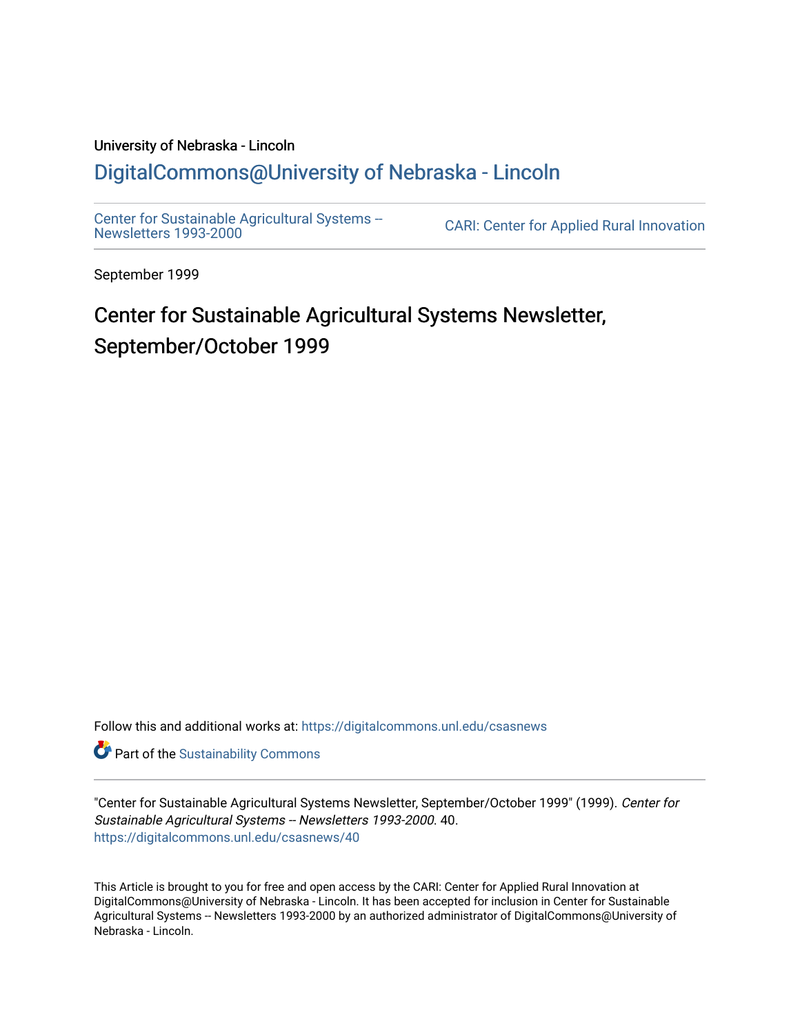University of Nebraska - Lincoln

## DigitalCommons@University of Nebraska - Lincoln

Center for Sustainable Agricultural Systems -- Newsletters 1993-2000

CARI: Center for Applied Rural Innovation

September 1999

# Center for Sustainable Agricultural Systems Newsletter, September/October 1999

Follow this and additional works at: https://digitalcommons.unl.edu/csasnews

Part of the Sustainability Commons

"Center for Sustainable Agricultural Systems Newsletter, September/October 1999" (1999). *Center for Sustainable Agricultural Systems -- Newsletters 1993-2000*. 40.
https://digitalcommons.unl.edu/csasnews/40

This Article is brought to you for free and open access by the CARI: Center for Applied Rural Innovation at DigitalCommons@University of Nebraska - Lincoln. It has been accepted for inclusion in Center for Sustainable Agricultural Systems -- Newsletters 1993-2000 by an authorized administrator of DigitalCommons@University of Nebraska - Lincoln.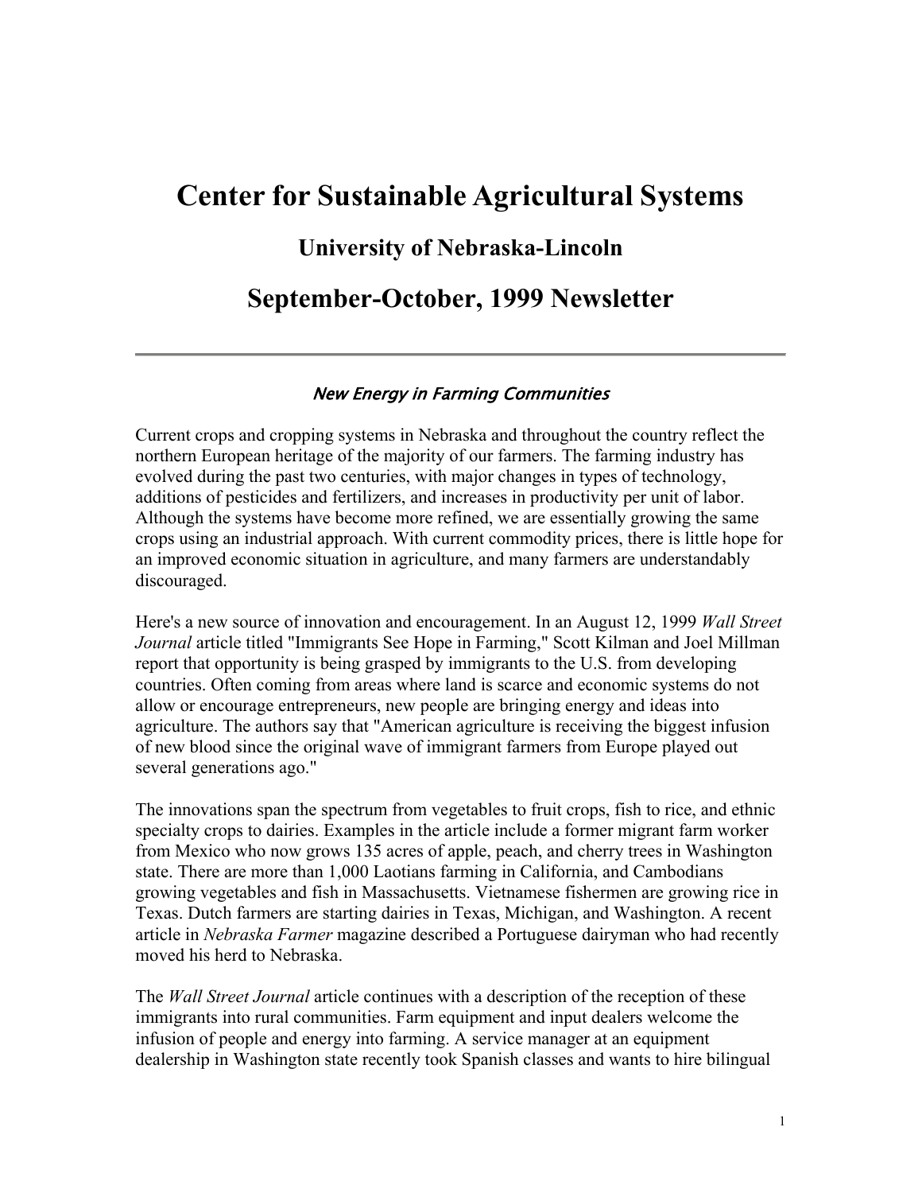# Center for Sustainable Agricultural Systems

## University of Nebraska-Lincoln

## September-October, 1999 Newsletter

---

### *New Energy in Farming Communities*

Current crops and cropping systems in Nebraska and throughout the country reflect the northern European heritage of the majority of our farmers. The farming industry has evolved during the past two centuries, with major changes in types of technology, additions of pesticides and fertilizers, and increases in productivity per unit of labor. Although the systems have become more refined, we are essentially growing the same crops using an industrial approach. With current commodity prices, there is little hope for an improved economic situation in agriculture, and many farmers are understandably discouraged.

Here's a new source of innovation and encouragement. In an August 12, 1999 *Wall Street Journal* article titled "Immigrants See Hope in Farming," Scott Kilman and Joel Millman report that opportunity is being grasped by immigrants to the U.S. from developing countries. Often coming from areas where land is scarce and economic systems do not allow or encourage entrepreneurs, new people are bringing energy and ideas into agriculture. The authors say that "American agriculture is receiving the biggest infusion of new blood since the original wave of immigrant farmers from Europe played out several generations ago."

The innovations span the spectrum from vegetables to fruit crops, fish to rice, and ethnic specialty crops to dairies. Examples in the article include a former migrant farm worker from Mexico who now grows 135 acres of apple, peach, and cherry trees in Washington state. There are more than 1,000 Laotians farming in California, and Cambodians growing vegetables and fish in Massachusetts. Vietnamese fishermen are growing rice in Texas. Dutch farmers are starting dairies in Texas, Michigan, and Washington. A recent article in *Nebraska Farmer* magazine described a Portuguese dairyman who had recently moved his herd to Nebraska.

The *Wall Street Journal* article continues with a description of the reception of these immigrants into rural communities. Farm equipment and input dealers welcome the infusion of people and energy into farming. A service manager at an equipment dealership in Washington state recently took Spanish classes and wants to hire bilingual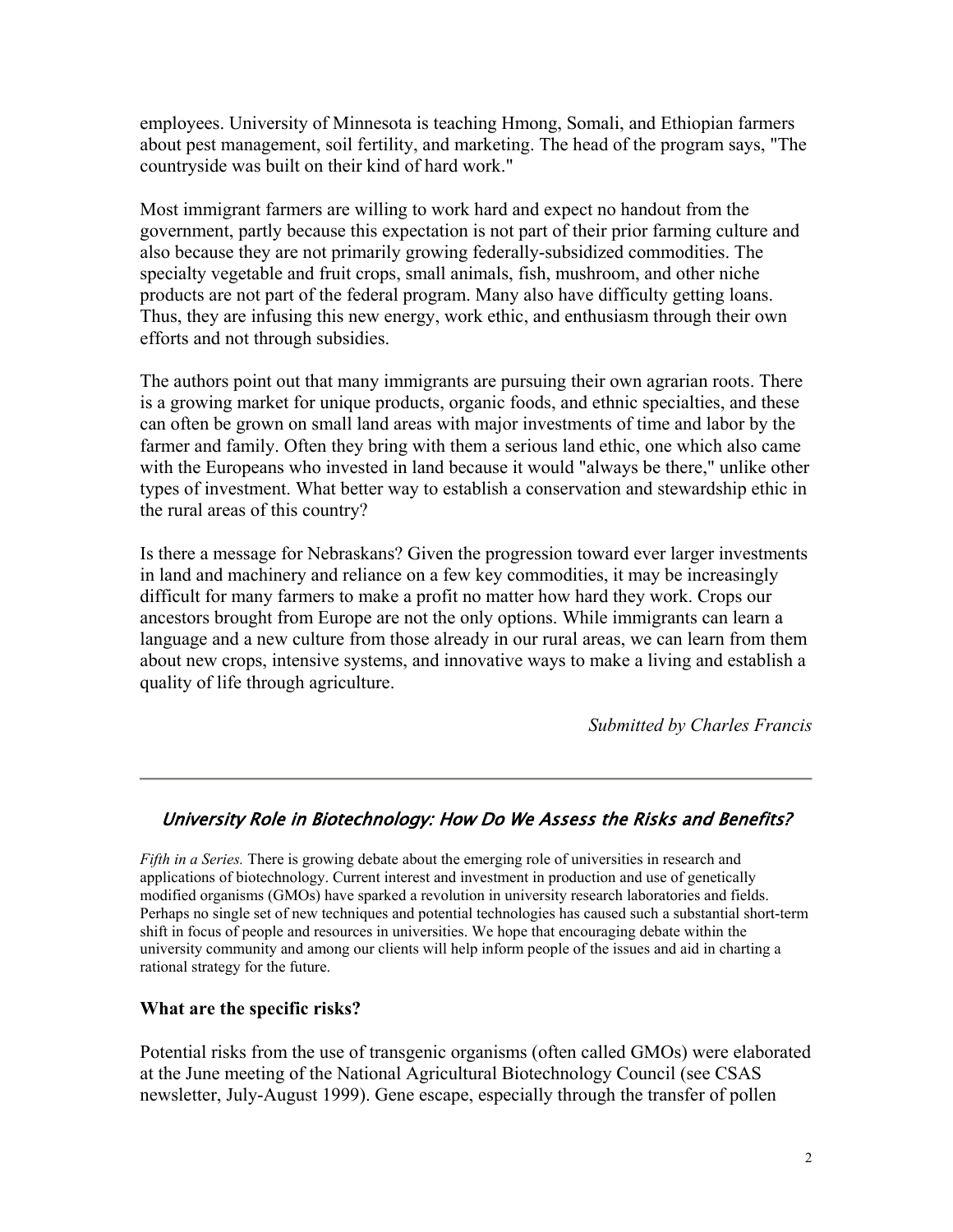employees. University of Minnesota is teaching Hmong, Somali, and Ethiopian farmers about pest management, soil fertility, and marketing. The head of the program says, "The countryside was built on their kind of hard work."

Most immigrant farmers are willing to work hard and expect no handout from the government, partly because this expectation is not part of their prior farming culture and also because they are not primarily growing federally-subsidized commodities. The specialty vegetable and fruit crops, small animals, fish, mushroom, and other niche products are not part of the federal program. Many also have difficulty getting loans. Thus, they are infusing this new energy, work ethic, and enthusiasm through their own efforts and not through subsidies.

The authors point out that many immigrants are pursuing their own agrarian roots. There is a growing market for unique products, organic foods, and ethnic specialties, and these can often be grown on small land areas with major investments of time and labor by the farmer and family. Often they bring with them a serious land ethic, one which also came with the Europeans who invested in land because it would "always be there," unlike other types of investment. What better way to establish a conservation and stewardship ethic in the rural areas of this country?

Is there a message for Nebraskans? Given the progression toward ever larger investments in land and machinery and reliance on a few key commodities, it may be increasingly difficult for many farmers to make a profit no matter how hard they work. Crops our ancestors brought from Europe are not the only options. While immigrants can learn a language and a new culture from those already in our rural areas, we can learn from them about new crops, intensive systems, and innovative ways to make a living and establish a quality of life through agriculture.

*Submitted by Charles Francis*

---

## *University Role in Biotechnology: How Do We Assess the Risks and Benefits?*

*Fifth in a Series.* There is growing debate about the emerging role of universities in research and applications of biotechnology. Current interest and investment in production and use of genetically modified organisms (GMOs) have sparked a revolution in university research laboratories and fields. Perhaps no single set of new techniques and potential technologies has caused such a substantial short-term shift in focus of people and resources in universities. We hope that encouraging debate within the university community and among our clients will help inform people of the issues and aid in charting a rational strategy for the future.

### What are the specific risks?

Potential risks from the use of transgenic organisms (often called GMOs) were elaborated at the June meeting of the National Agricultural Biotechnology Council (see CSAS newsletter, July-August 1999). Gene escape, especially through the transfer of pollen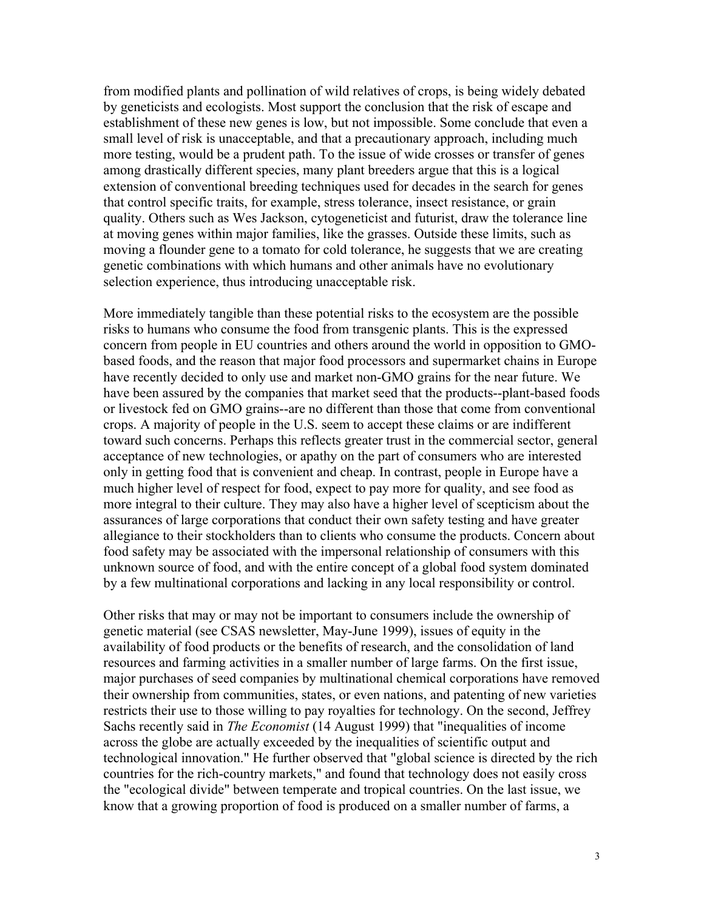from modified plants and pollination of wild relatives of crops, is being widely debated by geneticists and ecologists. Most support the conclusion that the risk of escape and establishment of these new genes is low, but not impossible. Some conclude that even a small level of risk is unacceptable, and that a precautionary approach, including much more testing, would be a prudent path. To the issue of wide crosses or transfer of genes among drastically different species, many plant breeders argue that this is a logical extension of conventional breeding techniques used for decades in the search for genes that control specific traits, for example, stress tolerance, insect resistance, or grain quality. Others such as Wes Jackson, cytogeneticist and futurist, draw the tolerance line at moving genes within major families, like the grasses. Outside these limits, such as moving a flounder gene to a tomato for cold tolerance, he suggests that we are creating genetic combinations with which humans and other animals have no evolutionary selection experience, thus introducing unacceptable risk.

More immediately tangible than these potential risks to the ecosystem are the possible risks to humans who consume the food from transgenic plants. This is the expressed concern from people in EU countries and others around the world in opposition to GMO-based foods, and the reason that major food processors and supermarket chains in Europe have recently decided to only use and market non-GMO grains for the near future. We have been assured by the companies that market seed that the products--plant-based foods or livestock fed on GMO grains--are no different than those that come from conventional crops. A majority of people in the U.S. seem to accept these claims or are indifferent toward such concerns. Perhaps this reflects greater trust in the commercial sector, general acceptance of new technologies, or apathy on the part of consumers who are interested only in getting food that is convenient and cheap. In contrast, people in Europe have a much higher level of respect for food, expect to pay more for quality, and see food as more integral to their culture. They may also have a higher level of scepticism about the assurances of large corporations that conduct their own safety testing and have greater allegiance to their stockholders than to clients who consume the products. Concern about food safety may be associated with the impersonal relationship of consumers with this unknown source of food, and with the entire concept of a global food system dominated by a few multinational corporations and lacking in any local responsibility or control.

Other risks that may or may not be important to consumers include the ownership of genetic material (see CSAS newsletter, May-June 1999), issues of equity in the availability of food products or the benefits of research, and the consolidation of land resources and farming activities in a smaller number of large farms. On the first issue, major purchases of seed companies by multinational chemical corporations have removed their ownership from communities, states, or even nations, and patenting of new varieties restricts their use to those willing to pay royalties for technology. On the second, Jeffrey Sachs recently said in *The Economist* (14 August 1999) that "inequalities of income across the globe are actually exceeded by the inequalities of scientific output and technological innovation." He further observed that "global science is directed by the rich countries for the rich-country markets," and found that technology does not easily cross the "ecological divide" between temperate and tropical countries. On the last issue, we know that a growing proportion of food is produced on a smaller number of farms, a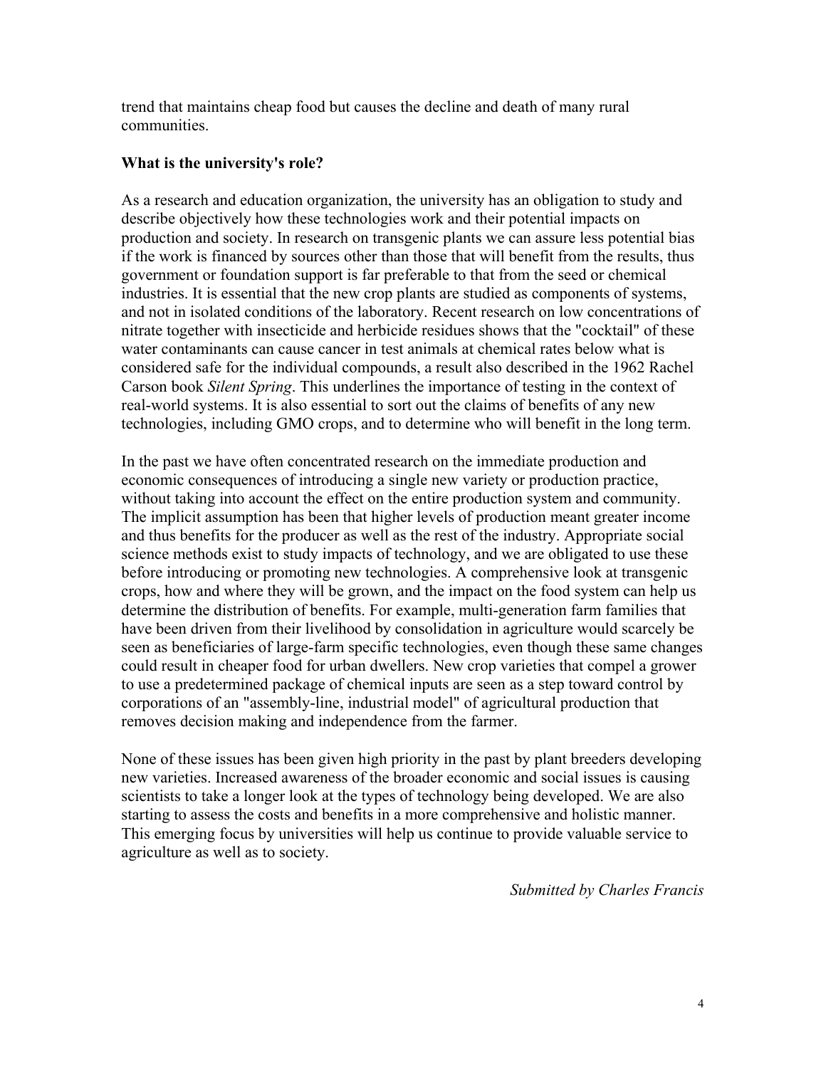trend that maintains cheap food but causes the decline and death of many rural communities.

### What is the university's role?

As a research and education organization, the university has an obligation to study and describe objectively how these technologies work and their potential impacts on production and society. In research on transgenic plants we can assure less potential bias if the work is financed by sources other than those that will benefit from the results, thus government or foundation support is far preferable to that from the seed or chemical industries. It is essential that the new crop plants are studied as components of systems, and not in isolated conditions of the laboratory. Recent research on low concentrations of nitrate together with insecticide and herbicide residues shows that the "cocktail" of these water contaminants can cause cancer in test animals at chemical rates below what is considered safe for the individual compounds, a result also described in the 1962 Rachel Carson book *Silent Spring*. This underlines the importance of testing in the context of real-world systems. It is also essential to sort out the claims of benefits of any new technologies, including GMO crops, and to determine who will benefit in the long term.

In the past we have often concentrated research on the immediate production and economic consequences of introducing a single new variety or production practice, without taking into account the effect on the entire production system and community. The implicit assumption has been that higher levels of production meant greater income and thus benefits for the producer as well as the rest of the industry. Appropriate social science methods exist to study impacts of technology, and we are obligated to use these before introducing or promoting new technologies. A comprehensive look at transgenic crops, how and where they will be grown, and the impact on the food system can help us determine the distribution of benefits. For example, multi-generation farm families that have been driven from their livelihood by consolidation in agriculture would scarcely be seen as beneficiaries of large-farm specific technologies, even though these same changes could result in cheaper food for urban dwellers. New crop varieties that compel a grower to use a predetermined package of chemical inputs are seen as a step toward control by corporations of an "assembly-line, industrial model" of agricultural production that removes decision making and independence from the farmer.

None of these issues has been given high priority in the past by plant breeders developing new varieties. Increased awareness of the broader economic and social issues is causing scientists to take a longer look at the types of technology being developed. We are also starting to assess the costs and benefits in a more comprehensive and holistic manner. This emerging focus by universities will help us continue to provide valuable service to agriculture as well as to society.

*Submitted by Charles Francis*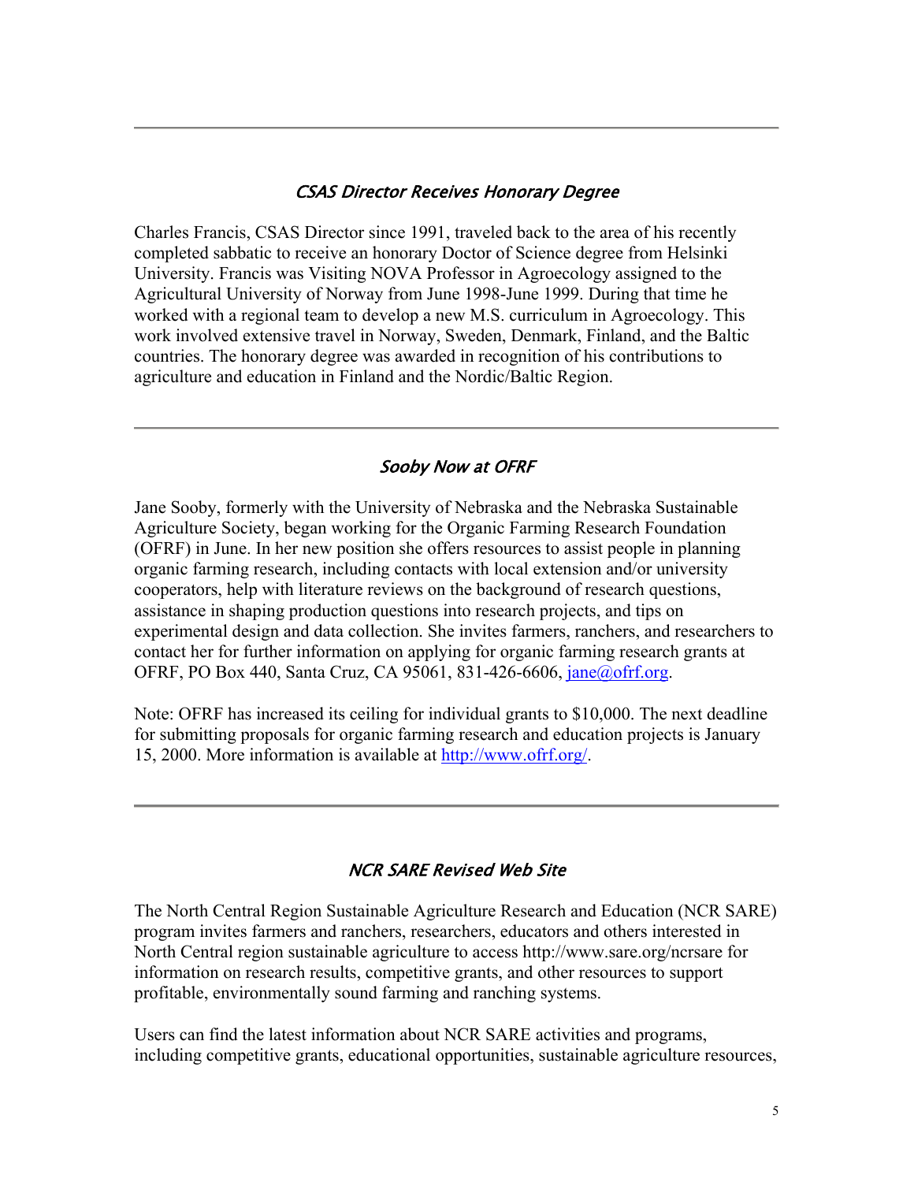---

### *CSAS Director Receives Honorary Degree*

Charles Francis, CSAS Director since 1991, traveled back to the area of his recently completed sabbatic to receive an honorary Doctor of Science degree from Helsinki University. Francis was Visiting NOVA Professor in Agroecology assigned to the Agricultural University of Norway from June 1998-June 1999. During that time he worked with a regional team to develop a new M.S. curriculum in Agroecology. This work involved extensive travel in Norway, Sweden, Denmark, Finland, and the Baltic countries. The honorary degree was awarded in recognition of his contributions to agriculture and education in Finland and the Nordic/Baltic Region.

---

### *Sooby Now at OFRF*

Jane Sooby, formerly with the University of Nebraska and the Nebraska Sustainable Agriculture Society, began working for the Organic Farming Research Foundation (OFRF) in June. In her new position she offers resources to assist people in planning organic farming research, including contacts with local extension and/or university cooperators, help with literature reviews on the background of research questions, assistance in shaping production questions into research projects, and tips on experimental design and data collection. She invites farmers, ranchers, and researchers to contact her for further information on applying for organic farming research grants at OFRF, PO Box 440, Santa Cruz, CA 95061, 831-426-6606, jane@ofrf.org.

Note: OFRF has increased its ceiling for individual grants to $10,000. The next deadline for submitting proposals for organic farming research and education projects is January 15, 2000. More information is available at http://www.ofrf.org/.

---

### *NCR SARE Revised Web Site*

The North Central Region Sustainable Agriculture Research and Education (NCR SARE) program invites farmers and ranchers, researchers, educators and others interested in North Central region sustainable agriculture to access http://www.sare.org/ncrsare for information on research results, competitive grants, and other resources to support profitable, environmentally sound farming and ranching systems.

Users can find the latest information about NCR SARE activities and programs, including competitive grants, educational opportunities, sustainable agriculture resources,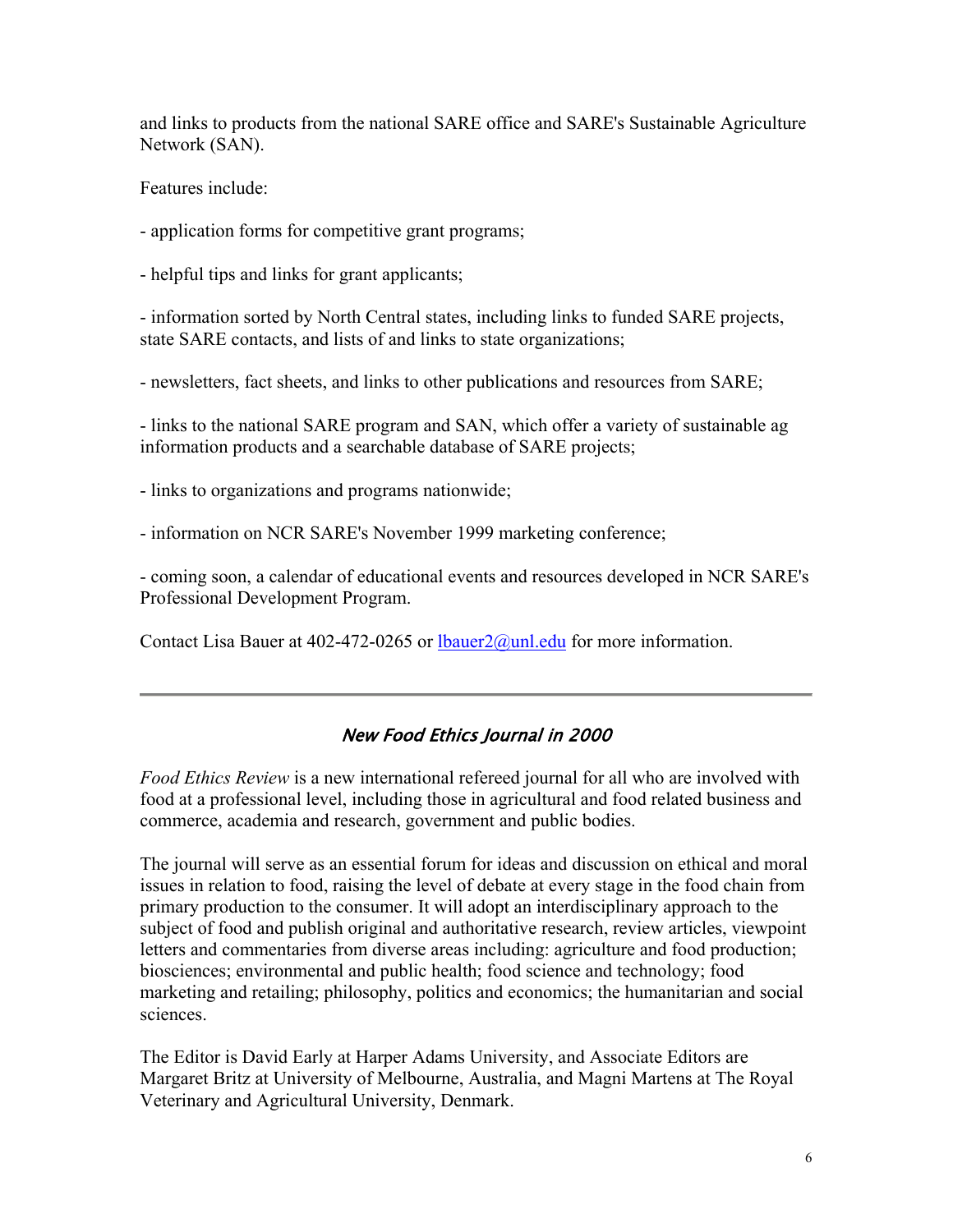and links to products from the national SARE office and SARE's Sustainable Agriculture Network (SAN).

Features include:

- application forms for competitive grant programs;

- helpful tips and links for grant applicants;

- information sorted by North Central states, including links to funded SARE projects, state SARE contacts, and lists of and links to state organizations;

- newsletters, fact sheets, and links to other publications and resources from SARE;

- links to the national SARE program and SAN, which offer a variety of sustainable ag information products and a searchable database of SARE projects;

- links to organizations and programs nationwide;

- information on NCR SARE's November 1999 marketing conference;

- coming soon, a calendar of educational events and resources developed in NCR SARE's Professional Development Program.

Contact Lisa Bauer at 402-472-0265 or lbauer2@unl.edu for more information.

---

## *New Food Ethics Journal in 2000*

*Food Ethics Review* is a new international refereed journal for all who are involved with food at a professional level, including those in agricultural and food related business and commerce, academia and research, government and public bodies.

The journal will serve as an essential forum for ideas and discussion on ethical and moral issues in relation to food, raising the level of debate at every stage in the food chain from primary production to the consumer. It will adopt an interdisciplinary approach to the subject of food and publish original and authoritative research, review articles, viewpoint letters and commentaries from diverse areas including: agriculture and food production; biosciences; environmental and public health; food science and technology; food marketing and retailing; philosophy, politics and economics; the humanitarian and social sciences.

The Editor is David Early at Harper Adams University, and Associate Editors are Margaret Britz at University of Melbourne, Australia, and Magni Martens at The Royal Veterinary and Agricultural University, Denmark.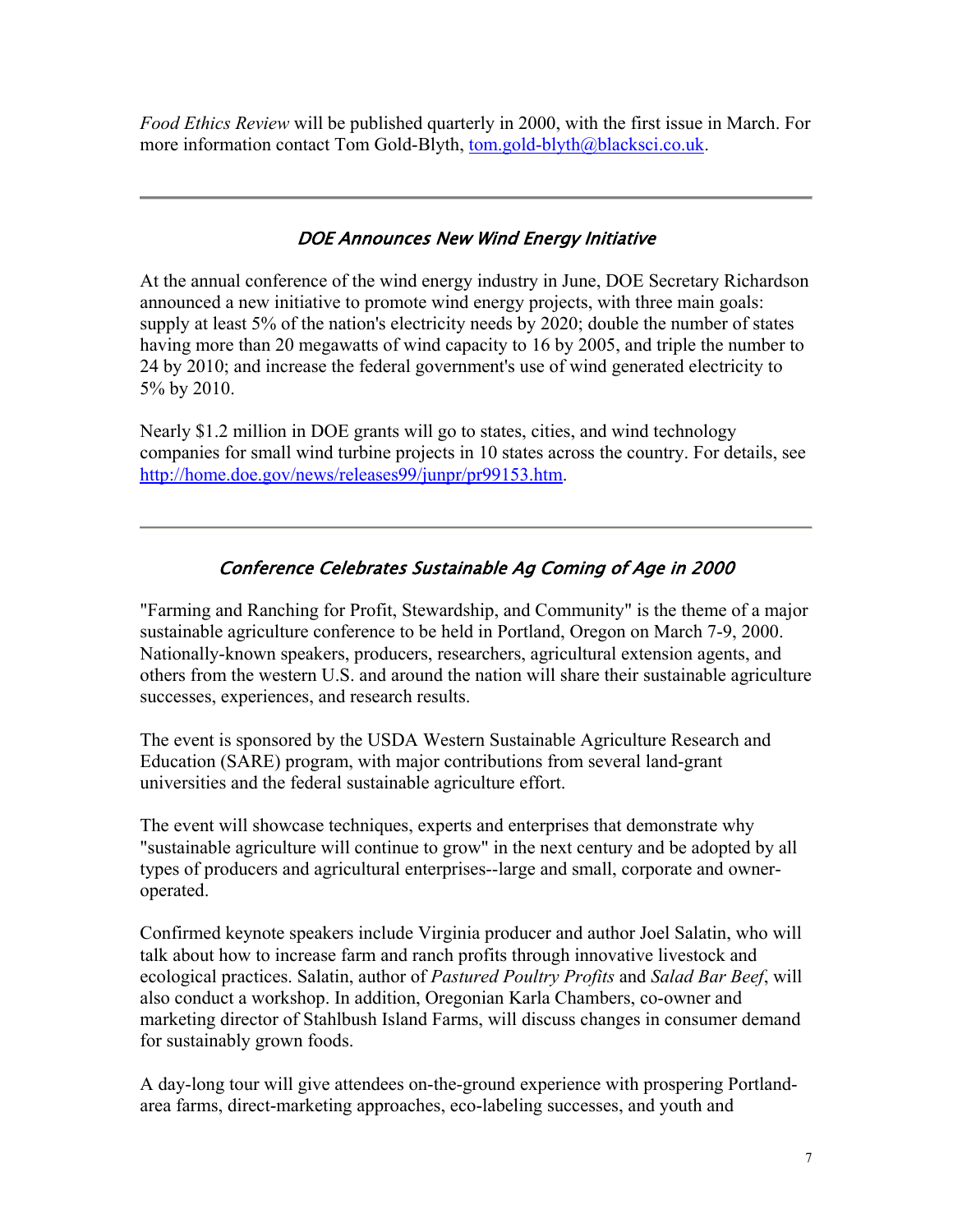*Food Ethics Review* will be published quarterly in 2000, with the first issue in March. For more information contact Tom Gold-Blyth, tom.gold-blyth@blacksci.co.uk.

---

### *DOE Announces New Wind Energy Initiative*

At the annual conference of the wind energy industry in June, DOE Secretary Richardson announced a new initiative to promote wind energy projects, with three main goals: supply at least 5% of the nation's electricity needs by 2020; double the number of states having more than 20 megawatts of wind capacity to 16 by 2005, and triple the number to 24 by 2010; and increase the federal government's use of wind generated electricity to 5% by 2010.

Nearly $1.2 million in DOE grants will go to states, cities, and wind technology companies for small wind turbine projects in 10 states across the country. For details, see http://home.doe.gov/news/releases99/junpr/pr99153.htm.

---

### *Conference Celebrates Sustainable Ag Coming of Age in 2000*

"Farming and Ranching for Profit, Stewardship, and Community" is the theme of a major sustainable agriculture conference to be held in Portland, Oregon on March 7-9, 2000. Nationally-known speakers, producers, researchers, agricultural extension agents, and others from the western U.S. and around the nation will share their sustainable agriculture successes, experiences, and research results.

The event is sponsored by the USDA Western Sustainable Agriculture Research and Education (SARE) program, with major contributions from several land-grant universities and the federal sustainable agriculture effort.

The event will showcase techniques, experts and enterprises that demonstrate why "sustainable agriculture will continue to grow" in the next century and be adopted by all types of producers and agricultural enterprises--large and small, corporate and owner-operated.

Confirmed keynote speakers include Virginia producer and author Joel Salatin, who will talk about how to increase farm and ranch profits through innovative livestock and ecological practices. Salatin, author of *Pastured Poultry Profits* and *Salad Bar Beef*, will also conduct a workshop. In addition, Oregonian Karla Chambers, co-owner and marketing director of Stahlbush Island Farms, will discuss changes in consumer demand for sustainably grown foods.

A day-long tour will give attendees on-the-ground experience with prospering Portland-area farms, direct-marketing approaches, eco-labeling successes, and youth and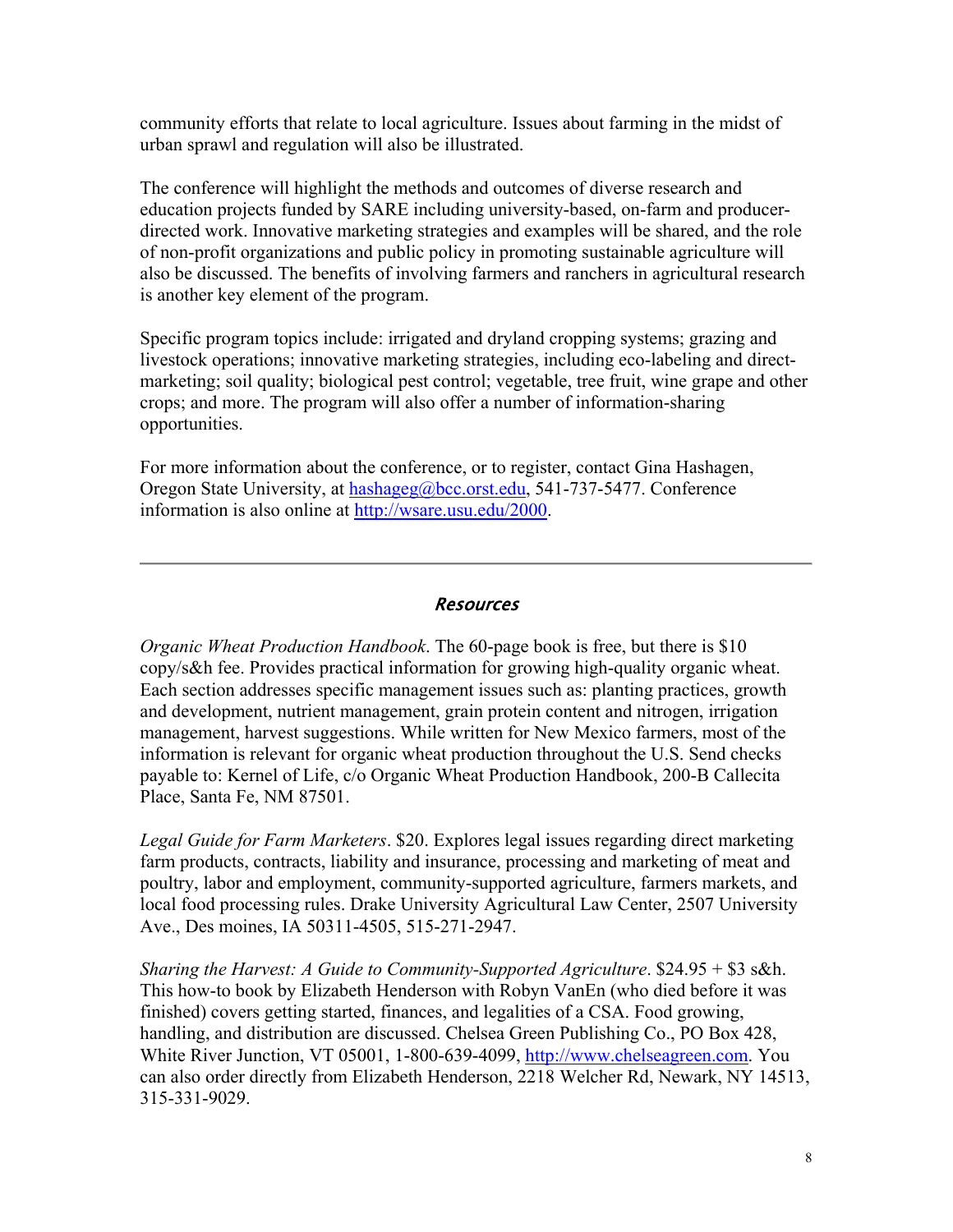community efforts that relate to local agriculture. Issues about farming in the midst of urban sprawl and regulation will also be illustrated.

The conference will highlight the methods and outcomes of diverse research and education projects funded by SARE including university-based, on-farm and producer-directed work. Innovative marketing strategies and examples will be shared, and the role of non-profit organizations and public policy in promoting sustainable agriculture will also be discussed. The benefits of involving farmers and ranchers in agricultural research is another key element of the program.

Specific program topics include: irrigated and dryland cropping systems; grazing and livestock operations; innovative marketing strategies, including eco-labeling and direct-marketing; soil quality; biological pest control; vegetable, tree fruit, wine grape and other crops; and more. The program will also offer a number of information-sharing opportunities.

For more information about the conference, or to register, contact Gina Hashagen, Oregon State University, at hashageg@bcc.orst.edu, 541-737-5477. Conference information is also online at http://wsare.usu.edu/2000.

---

## *Resources*

*Organic Wheat Production Handbook*. The 60-page book is free, but there is $10 copy/s&h fee. Provides practical information for growing high-quality organic wheat. Each section addresses specific management issues such as: planting practices, growth and development, nutrient management, grain protein content and nitrogen, irrigation management, harvest suggestions. While written for New Mexico farmers, most of the information is relevant for organic wheat production throughout the U.S. Send checks payable to: Kernel of Life, c/o Organic Wheat Production Handbook, 200-B Callecita Place, Santa Fe, NM 87501.

*Legal Guide for Farm Marketers*. $20. Explores legal issues regarding direct marketing farm products, contracts, liability and insurance, processing and marketing of meat and poultry, labor and employment, community-supported agriculture, farmers markets, and local food processing rules. Drake University Agricultural Law Center, 2507 University Ave., Des moines, IA 50311-4505, 515-271-2947.

*Sharing the Harvest: A Guide to Community-Supported Agriculture*. $24.95 + $3 s&h. This how-to book by Elizabeth Henderson with Robyn VanEn (who died before it was finished) covers getting started, finances, and legalities of a CSA. Food growing, handling, and distribution are discussed. Chelsea Green Publishing Co., PO Box 428, White River Junction, VT 05001, 1-800-639-4099, http://www.chelseagreen.com. You can also order directly from Elizabeth Henderson, 2218 Welcher Rd, Newark, NY 14513, 315-331-9029.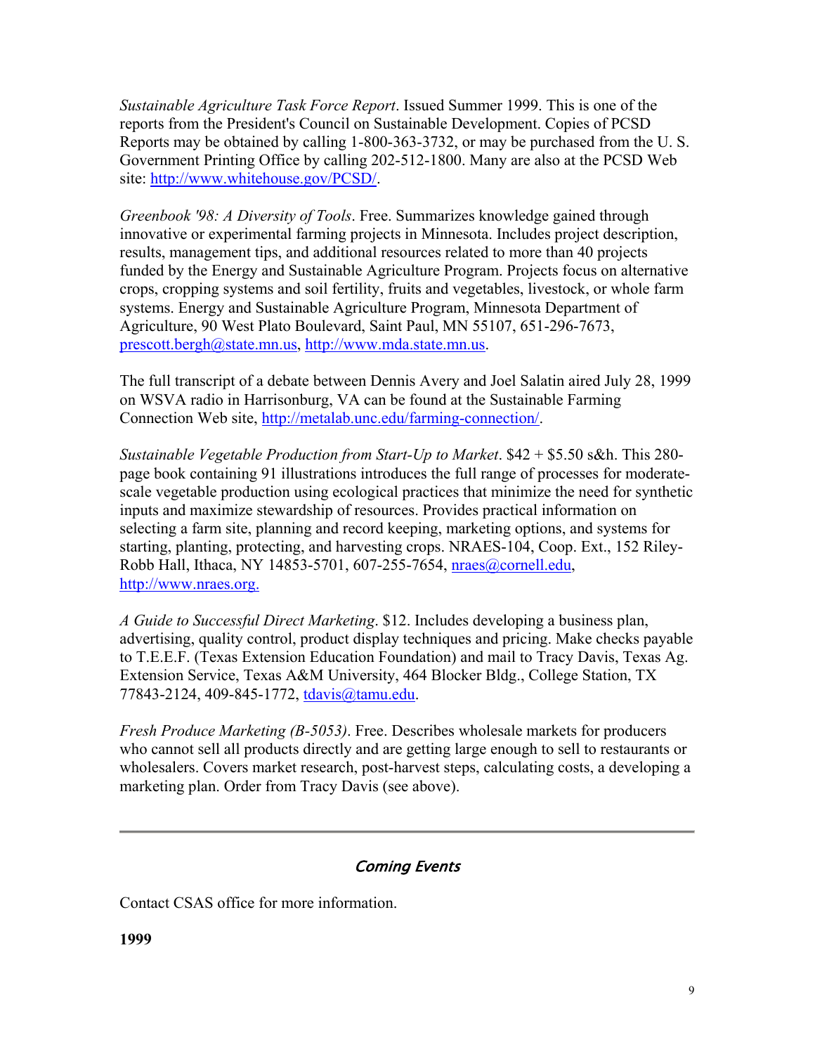*Sustainable Agriculture Task Force Report*. Issued Summer 1999. This is one of the reports from the President's Council on Sustainable Development. Copies of PCSD Reports may be obtained by calling 1-800-363-3732, or may be purchased from the U. S. Government Printing Office by calling 202-512-1800. Many are also at the PCSD Web site: http://www.whitehouse.gov/PCSD/.

*Greenbook '98: A Diversity of Tools*. Free. Summarizes knowledge gained through innovative or experimental farming projects in Minnesota. Includes project description, results, management tips, and additional resources related to more than 40 projects funded by the Energy and Sustainable Agriculture Program. Projects focus on alternative crops, cropping systems and soil fertility, fruits and vegetables, livestock, or whole farm systems. Energy and Sustainable Agriculture Program, Minnesota Department of Agriculture, 90 West Plato Boulevard, Saint Paul, MN 55107, 651-296-7673, prescott.bergh@state.mn.us, http://www.mda.state.mn.us.

The full transcript of a debate between Dennis Avery and Joel Salatin aired July 28, 1999 on WSVA radio in Harrisonburg, VA can be found at the Sustainable Farming Connection Web site, http://metalab.unc.edu/farming-connection/.

*Sustainable Vegetable Production from Start-Up to Market*. $42 + $5.50 s&h. This 280-page book containing 91 illustrations introduces the full range of processes for moderate-scale vegetable production using ecological practices that minimize the need for synthetic inputs and maximize stewardship of resources. Provides practical information on selecting a farm site, planning and record keeping, marketing options, and systems for starting, planting, protecting, and harvesting crops. NRAES-104, Coop. Ext., 152 Riley-Robb Hall, Ithaca, NY 14853-5701, 607-255-7654, nraes@cornell.edu, http://www.nraes.org.

*A Guide to Successful Direct Marketing*. $12. Includes developing a business plan, advertising, quality control, product display techniques and pricing. Make checks payable to T.E.E.F. (Texas Extension Education Foundation) and mail to Tracy Davis, Texas Ag. Extension Service, Texas A&M University, 464 Blocker Bldg., College Station, TX 77843-2124, 409-845-1772, tdavis@tamu.edu.

*Fresh Produce Marketing (B-5053)*. Free. Describes wholesale markets for producers who cannot sell all products directly and are getting large enough to sell to restaurants or wholesalers. Covers market research, post-harvest steps, calculating costs, a developing a marketing plan. Order from Tracy Davis (see above).

---

## *Coming Events*

Contact CSAS office for more information.

**1999**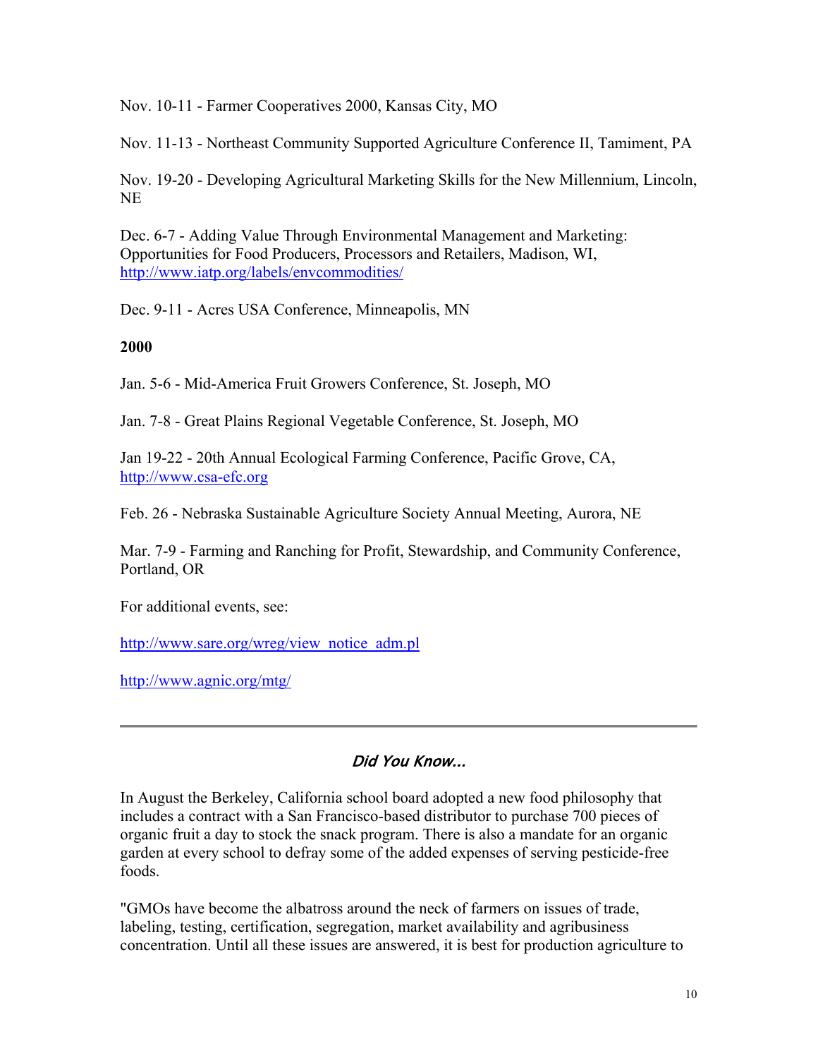Nov. 10-11 - Farmer Cooperatives 2000, Kansas City, MO

Nov. 11-13 - Northeast Community Supported Agriculture Conference II, Tamiment, PA

Nov. 19-20 - Developing Agricultural Marketing Skills for the New Millennium, Lincoln, NE

Dec. 6-7 - Adding Value Through Environmental Management and Marketing: Opportunities for Food Producers, Processors and Retailers, Madison, WI, http://www.iatp.org/labels/envcommodities/

Dec. 9-11 - Acres USA Conference, Minneapolis, MN

**2000**

Jan. 5-6 - Mid-America Fruit Growers Conference, St. Joseph, MO

Jan. 7-8 - Great Plains Regional Vegetable Conference, St. Joseph, MO

Jan 19-22 - 20th Annual Ecological Farming Conference, Pacific Grove, CA, http://www.csa-efc.org

Feb. 26 - Nebraska Sustainable Agriculture Society Annual Meeting, Aurora, NE

Mar. 7-9 - Farming and Ranching for Profit, Stewardship, and Community Conference, Portland, OR

For additional events, see:

http://www.sare.org/wreg/view_notice_adm.pl

http://www.agnic.org/mtg/

---

## *Did You Know...*

In August the Berkeley, California school board adopted a new food philosophy that includes a contract with a San Francisco-based distributor to purchase 700 pieces of organic fruit a day to stock the snack program. There is also a mandate for an organic garden at every school to defray some of the added expenses of serving pesticide-free foods.

"GMOs have become the albatross around the neck of farmers on issues of trade, labeling, testing, certification, segregation, market availability and agribusiness concentration. Until all these issues are answered, it is best for production agriculture to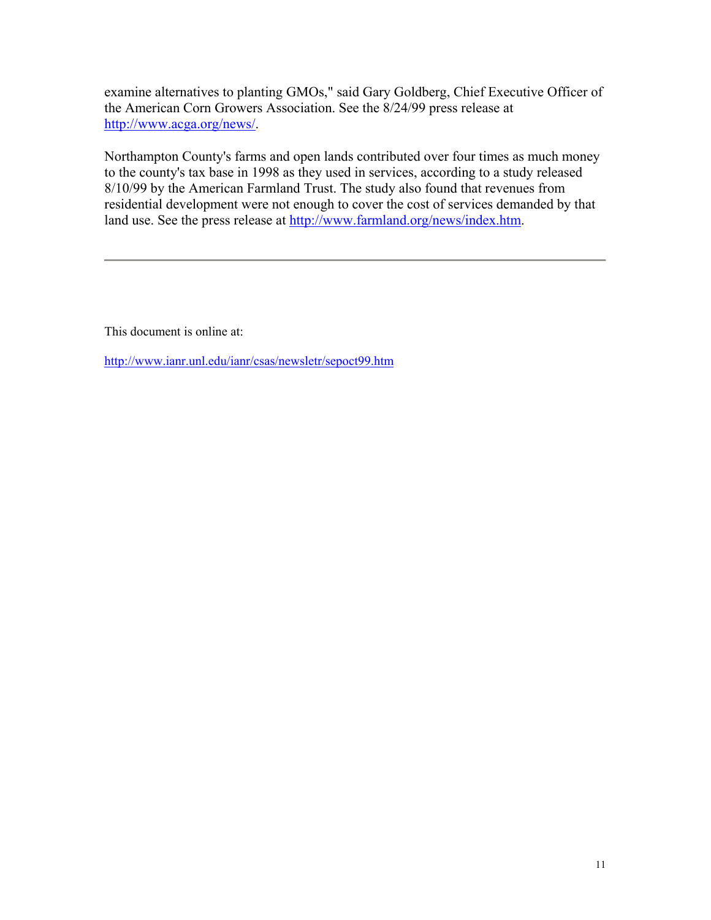examine alternatives to planting GMOs," said Gary Goldberg, Chief Executive Officer of the American Corn Growers Association. See the 8/24/99 press release at http://www.acga.org/news/.

Northampton County's farms and open lands contributed over four times as much money to the county's tax base in 1998 as they used in services, according to a study released 8/10/99 by the American Farmland Trust. The study also found that revenues from residential development were not enough to cover the cost of services demanded by that land use. See the press release at http://www.farmland.org/news/index.htm.

---

This document is online at:

http://www.ianr.unl.edu/ianr/csas/newsletr/sepoct99.htm